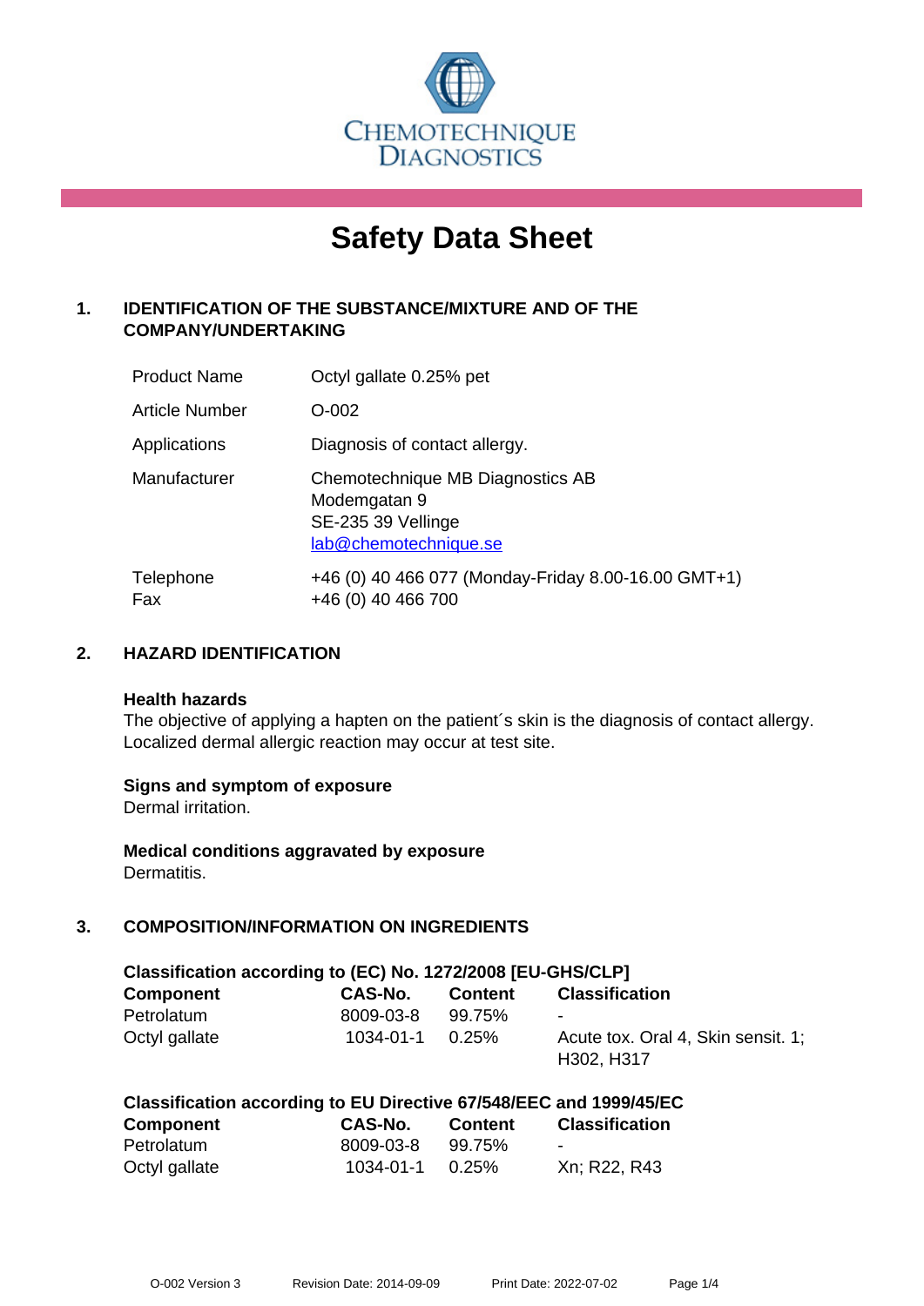CHEMOTECHNIQUE DIAGNOSTICS

# Safety Data Sheet

## 1. IDENTIFICATION OF THE SUBSTANCE/MIXTURE AND OF THE COMPANY/UNDERTAKING

| | |
|---|---|
| Product Name | Octyl gallate 0.25% pet |
| Article Number | O-002 |
| Applications | Diagnosis of contact allergy. |
| Manufacturer | Chemotechnique MB Diagnostics AB<br>Modemgatan 9<br>SE-235 39 Vellinge<br>lab@chemotechnique.se |
| Telephone<br>Fax | +46 (0) 40 466 077 (Monday-Friday 8.00-16.00 GMT+1)<br>+46 (0) 40 466 700 |

## 2. HAZARD IDENTIFICATION

**Health hazards**
The objective of applying a hapten on the patient´s skin is the diagnosis of contact allergy. Localized dermal allergic reaction may occur at test site.

**Signs and symptom of exposure**
Dermal irritation.

**Medical conditions aggravated by exposure**
Dermatitis.

## 3. COMPOSITION/INFORMATION ON INGREDIENTS

**Classification according to (EC) No. 1272/2008 [EU-GHS/CLP]**

| Component | CAS-No. | Content | Classification |
|---|---|---|---|
| Petrolatum | 8009-03-8 | 99.75% | - |
| Octyl gallate | 1034-01-1 | 0.25% | Acute tox. Oral 4, Skin sensit. 1; H302, H317 |

**Classification according to EU Directive 67/548/EEC and 1999/45/EC**

| Component | CAS-No. | Content | Classification |
|---|---|---|---|
| Petrolatum | 8009-03-8 | 99.75% | - |
| Octyl gallate | 1034-01-1 | 0.25% | Xn; R22, R43 |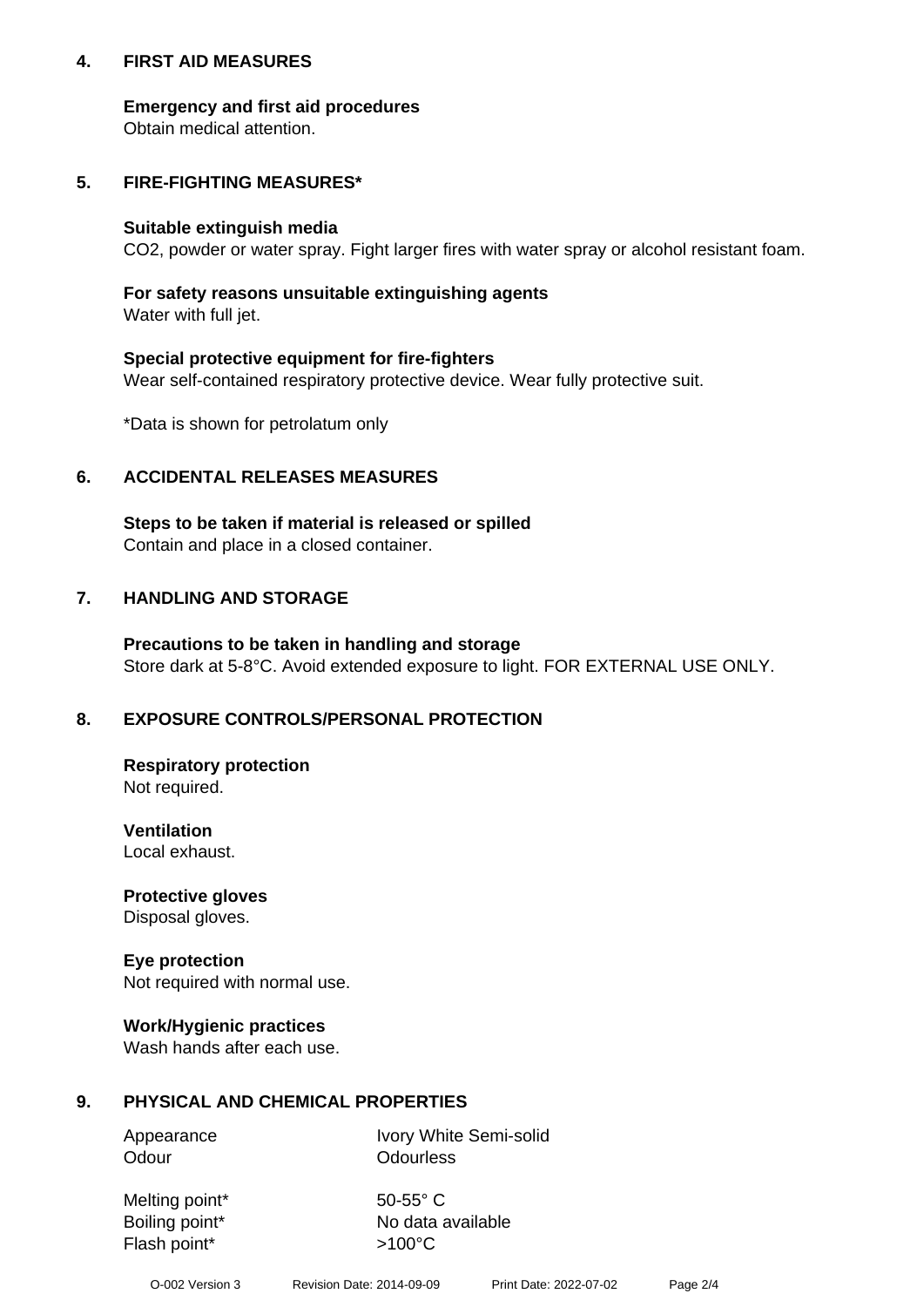## 4. FIRST AID MEASURES

**Emergency and first aid procedures**
Obtain medical attention.

## 5. FIRE-FIGHTING MEASURES*

**Suitable extinguish media**
$CO_2$, powder or water spray. Fight larger fires with water spray or alcohol resistant foam.

**For safety reasons unsuitable extinguishing agents**
Water with full jet.

**Special protective equipment for fire-fighters**
Wear self-contained respiratory protective device. Wear fully protective suit.

*Data is shown for petrolatum only

## 6. ACCIDENTAL RELEASES MEASURES

**Steps to be taken if material is released or spilled**
Contain and place in a closed container.

## 7. HANDLING AND STORAGE

**Precautions to be taken in handling and storage**
Store dark at 5-8°C. Avoid extended exposure to light. FOR EXTERNAL USE ONLY.

## 8. EXPOSURE CONTROLS/PERSONAL PROTECTION

**Respiratory protection**
Not required.

**Ventilation**
Local exhaust.

**Protective gloves**
Disposal gloves.

**Eye protection**
Not required with normal use.

**Work/Hygienic practices**
Wash hands after each use.

## 9. PHYSICAL AND CHEMICAL PROPERTIES

| | |
|---|---|
| Appearance | Ivory White Semi-solid |
| Odour | Odourless |
| Melting point* | 50-55° C |
| Boiling point* | No data available |
| Flash point* | >100°C |

O-002 Version 3 Revision Date: 2014-09-09 Print Date: 2022-07-02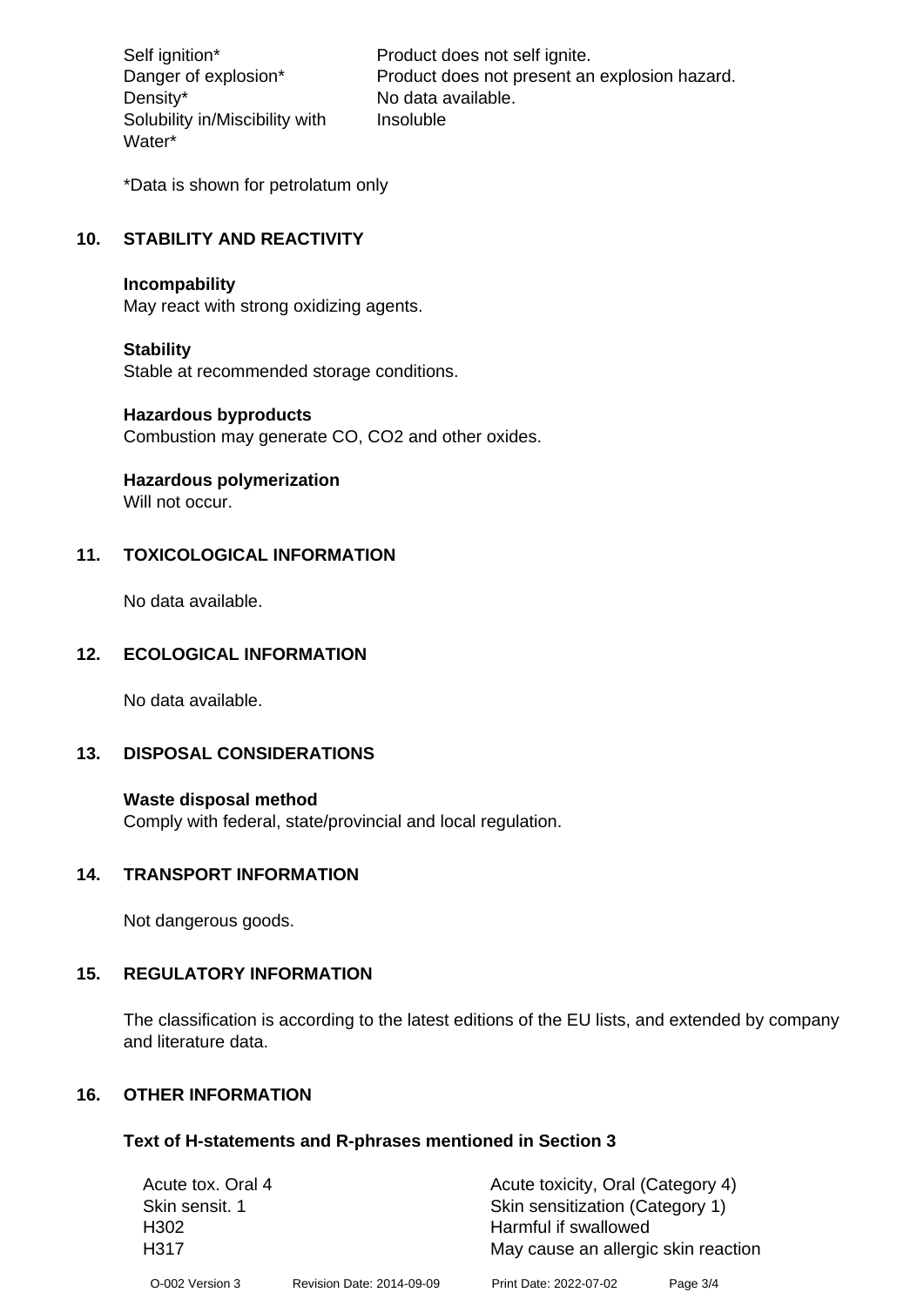| | |
|---|---|
| Self ignition* | Product does not self ignite. |
| Danger of explosion* | Product does not present an explosion hazard. |
| Density* | No data available. |
| Solubility in/Miscibility with Water* | Insoluble |

*Data is shown for petrolatum only

## 10. STABILITY AND REACTIVITY

**Incompability**
May react with strong oxidizing agents.

**Stability**
Stable at recommended storage conditions.

**Hazardous byproducts**
Combustion may generate CO, CO2 and other oxides.

**Hazardous polymerization**
Will not occur.

## 11. TOXICOLOGICAL INFORMATION

No data available.

## 12. ECOLOGICAL INFORMATION

No data available.

## 13. DISPOSAL CONSIDERATIONS

**Waste disposal method**
Comply with federal, state/provincial and local regulation.

## 14. TRANSPORT INFORMATION

Not dangerous goods.

## 15. REGULATORY INFORMATION

The classification is according to the latest editions of the EU lists, and extended by company and literature data.

## 16. OTHER INFORMATION

### Text of H-statements and R-phrases mentioned in Section 3

| | |
|---|---|
| Acute tox. Oral 4 | Acute toxicity, Oral (Category 4) |
| Skin sensit. 1 | Skin sensitization (Category 1) |
| H302 | Harmful if swallowed |
| H317 | May cause an allergic skin reaction |

O-002 Version 3    Revision Date: 2014-09-09    Print Date: 2022-07-02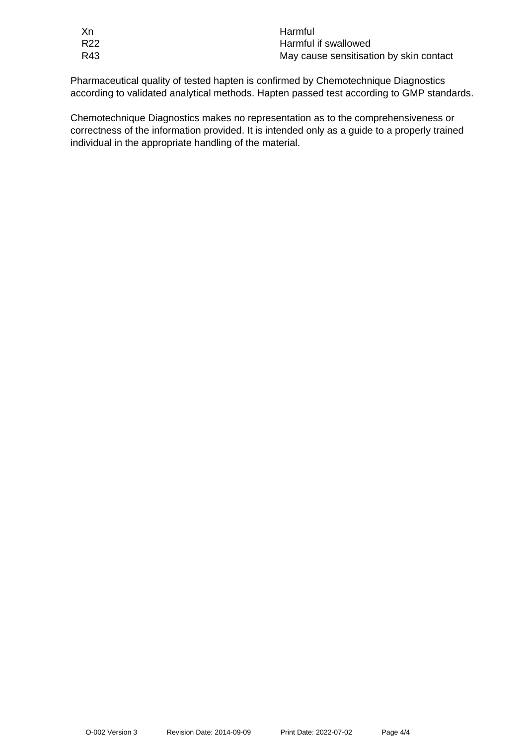| | |
|---|---|
| Xn | Harmful |
| R22 | Harmful if swallowed |
| R43 | May cause sensitisation by skin contact |

Pharmaceutical quality of tested hapten is confirmed by Chemotechnique Diagnostics according to validated analytical methods. Hapten passed test according to GMP standards.

Chemotechnique Diagnostics makes no representation as to the comprehensiveness or correctness of the information provided. It is intended only as a guide to a properly trained individual in the appropriate handling of the material.